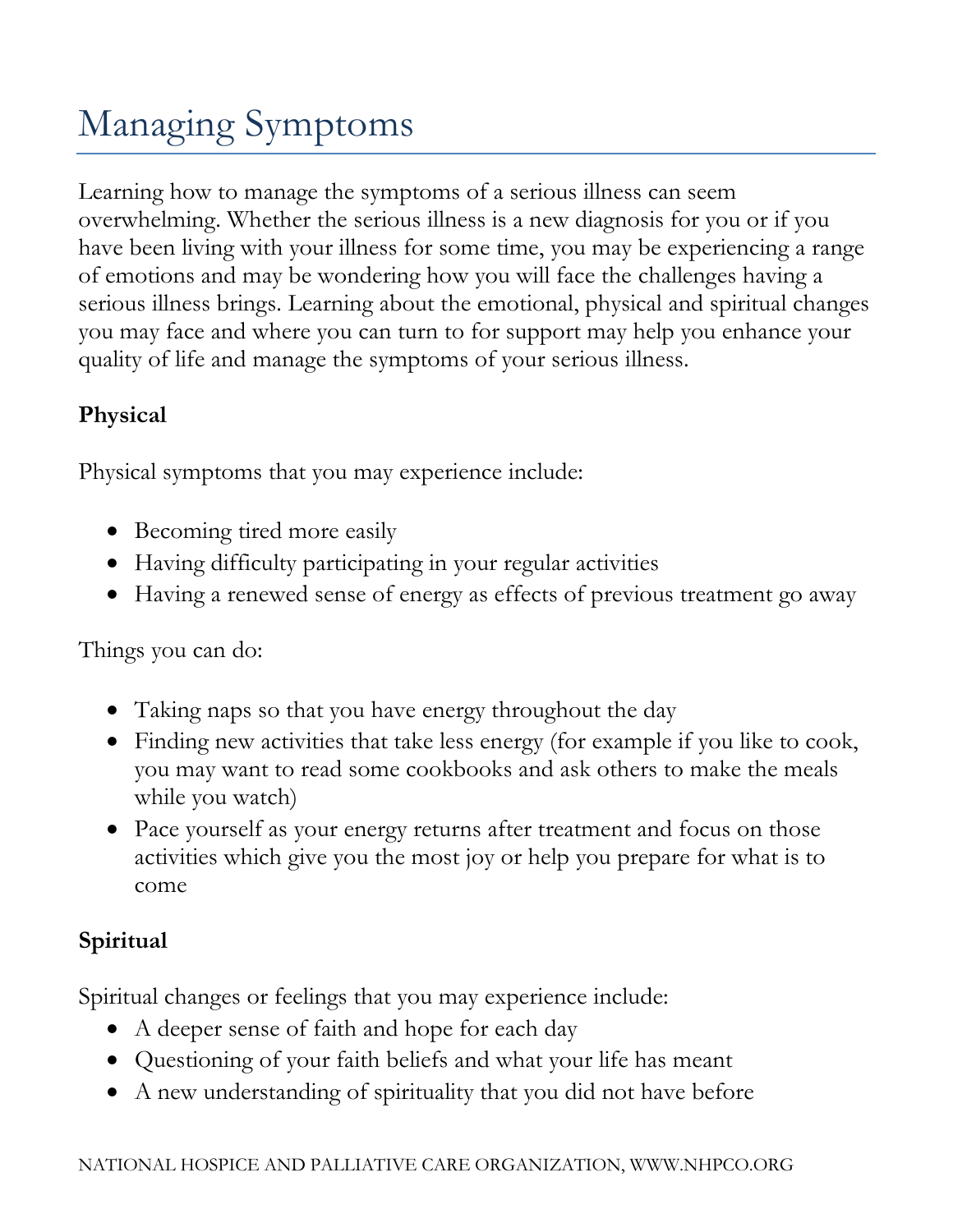# Managing Symptoms

Learning how to manage the symptoms of a serious illness can seem overwhelming. Whether the serious illness is a new diagnosis for you or if you have been living with your illness for some time, you may be experiencing a range of emotions and may be wondering how you will face the challenges having a serious illness brings. Learning about the emotional, physical and spiritual changes you may face and where you can turn to for support may help you enhance your quality of life and manage the symptoms of your serious illness.

**Physical**

Physical symptoms that you may experience include:

- Becoming tired more easily
- Having difficulty participating in your regular activities
- Having a renewed sense of energy as effects of previous treatment go away

Things you can do:

- Taking naps so that you have energy throughout the day
- Finding new activities that take less energy (for example if you like to cook, you may want to read some cookbooks and ask others to make the meals while you watch)
- Pace yourself as your energy returns after treatment and focus on those activities which give you the most joy or help you prepare for what is to come

**Spiritual**

Spiritual changes or feelings that you may experience include:

- A deeper sense of faith and hope for each day
- Questioning of your faith beliefs and what your life has meant
- A new understanding of spirituality that you did not have before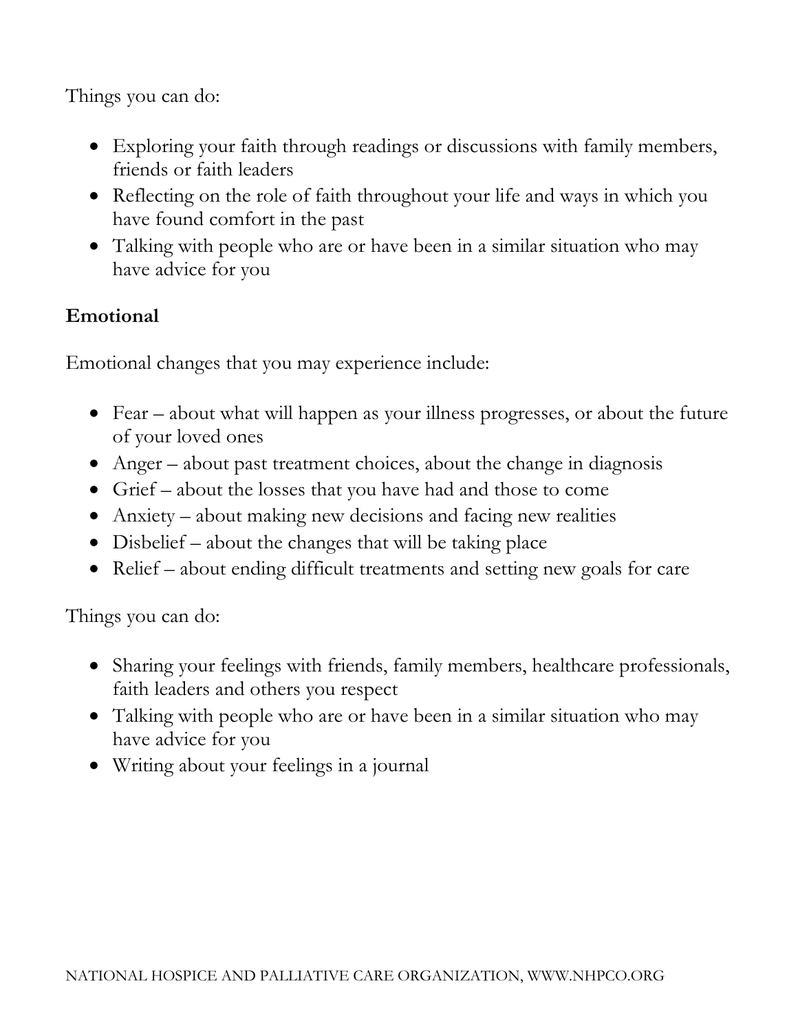Things you can do:

- Exploring your faith through readings or discussions with family members, friends or faith leaders
- Reflecting on the role of faith throughout your life and ways in which you have found comfort in the past
- Talking with people who are or have been in a similar situation who may have advice for you

**Emotional**

Emotional changes that you may experience include:

- Fear – about what will happen as your illness progresses, or about the future of your loved ones
- Anger – about past treatment choices, about the change in diagnosis
- Grief – about the losses that you have had and those to come
- Anxiety – about making new decisions and facing new realities
- Disbelief – about the changes that will be taking place
- Relief – about ending difficult treatments and setting new goals for care

Things you can do:

- Sharing your feelings with friends, family members, healthcare professionals, faith leaders and others you respect
- Talking with people who are or have been in a similar situation who may have advice for you
- Writing about your feelings in a journal